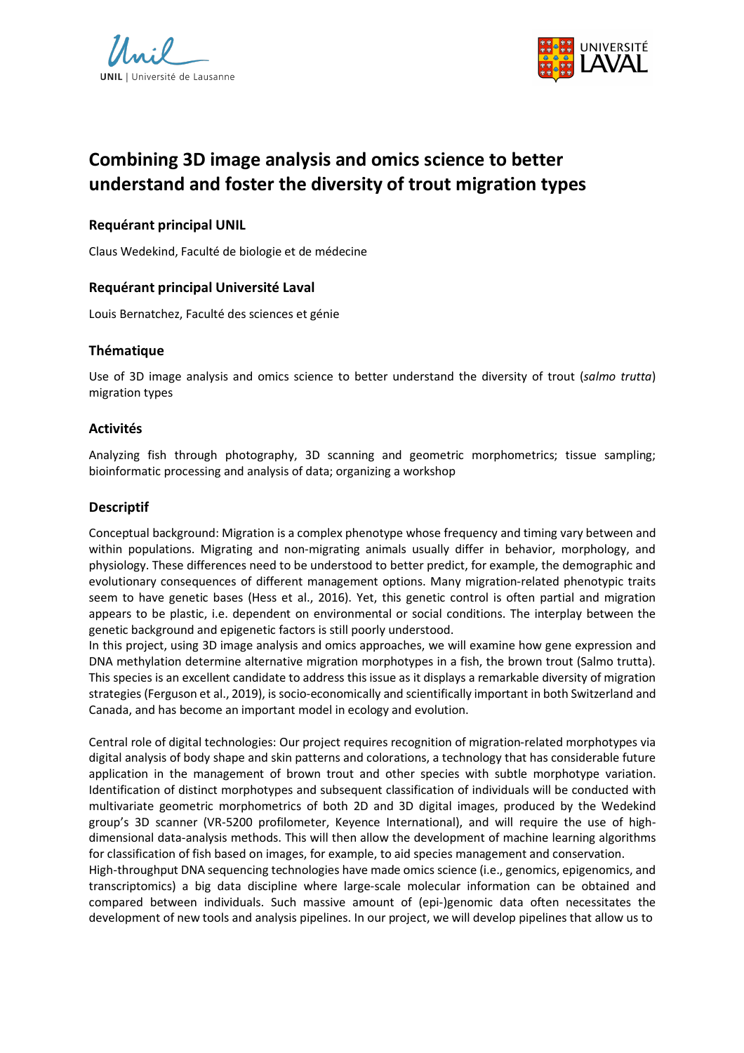UNIL | Université de Lausanne

UNIVERSITÉ LAVAL

# Combining 3D image analysis and omics science to better understand and foster the diversity of trout migration types

## Requérant principal UNIL

Claus Wedekind, Faculté de biologie et de médecine

## Requérant principal Université Laval

Louis Bernatchez, Faculté des sciences et génie

## Thématique

Use of 3D image analysis and omics science to better understand the diversity of trout (*salmo trutta*) migration types

## Activités

Analyzing fish through photography, 3D scanning and geometric morphometrics; tissue sampling; bioinformatic processing and analysis of data; organizing a workshop

## Descriptif

Conceptual background: Migration is a complex phenotype whose frequency and timing vary between and within populations. Migrating and non-migrating animals usually differ in behavior, morphology, and physiology. These differences need to be understood to better predict, for example, the demographic and evolutionary consequences of different management options. Many migration-related phenotypic traits seem to have genetic bases (Hess et al., 2016). Yet, this genetic control is often partial and migration appears to be plastic, i.e. dependent on environmental or social conditions. The interplay between the genetic background and epigenetic factors is still poorly understood.
In this project, using 3D image analysis and omics approaches, we will examine how gene expression and DNA methylation determine alternative migration morphotypes in a fish, the brown trout (Salmo trutta). This species is an excellent candidate to address this issue as it displays a remarkable diversity of migration strategies (Ferguson et al., 2019), is socio-economically and scientifically important in both Switzerland and Canada, and has become an important model in ecology and evolution.

Central role of digital technologies: Our project requires recognition of migration-related morphotypes via digital analysis of body shape and skin patterns and colorations, a technology that has considerable future application in the management of brown trout and other species with subtle morphotype variation. Identification of distinct morphotypes and subsequent classification of individuals will be conducted with multivariate geometric morphometrics of both 2D and 3D digital images, produced by the Wedekind group's 3D scanner (VR-5200 profilometer, Keyence International), and will require the use of high-dimensional data-analysis methods. This will then allow the development of machine learning algorithms for classification of fish based on images, for example, to aid species management and conservation.
High-throughput DNA sequencing technologies have made omics science (i.e., genomics, epigenomics, and transcriptomics) a big data discipline where large-scale molecular information can be obtained and compared between individuals. Such massive amount of (epi-)genomic data often necessitates the development of new tools and analysis pipelines. In our project, we will develop pipelines that allow us to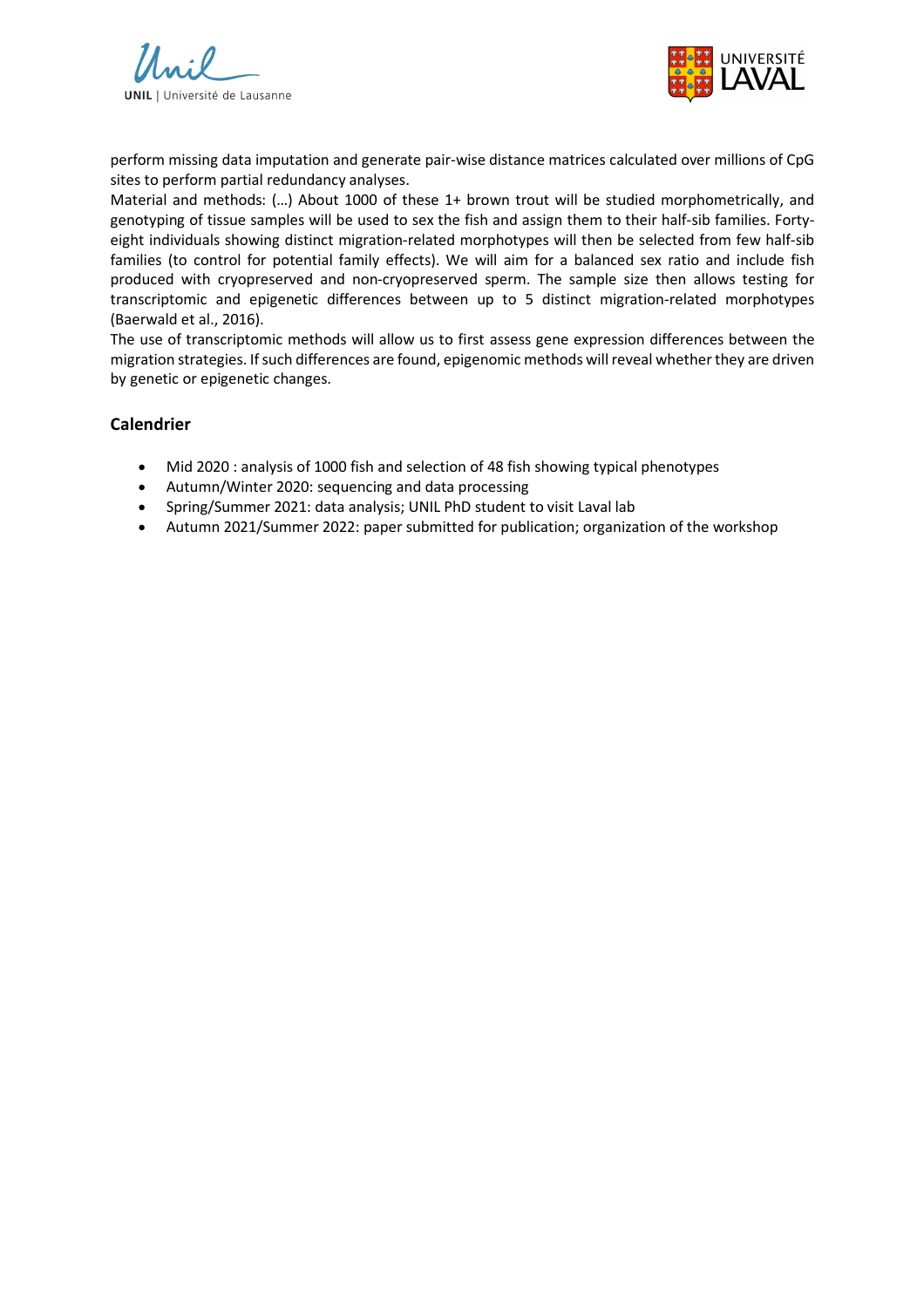perform missing data imputation and generate pair-wise distance matrices calculated over millions of CpG sites to perform partial redundancy analyses.

Material and methods: (…) About 1000 of these 1+ brown trout will be studied morphometrically, and genotyping of tissue samples will be used to sex the fish and assign them to their half-sib families. Forty-eight individuals showing distinct migration-related morphotypes will then be selected from few half-sib families (to control for potential family effects). We will aim for a balanced sex ratio and include fish produced with cryopreserved and non-cryopreserved sperm. The sample size then allows testing for transcriptomic and epigenetic differences between up to 5 distinct migration-related morphotypes (Baerwald et al., 2016).

The use of transcriptomic methods will allow us to first assess gene expression differences between the migration strategies. If such differences are found, epigenomic methods will reveal whether they are driven by genetic or epigenetic changes.

## Calendrier

- Mid 2020 : analysis of 1000 fish and selection of 48 fish showing typical phenotypes
- Autumn/Winter 2020: sequencing and data processing
- Spring/Summer 2021: data analysis; UNIL PhD student to visit Laval lab
- Autumn 2021/Summer 2022: paper submitted for publication; organization of the workshop